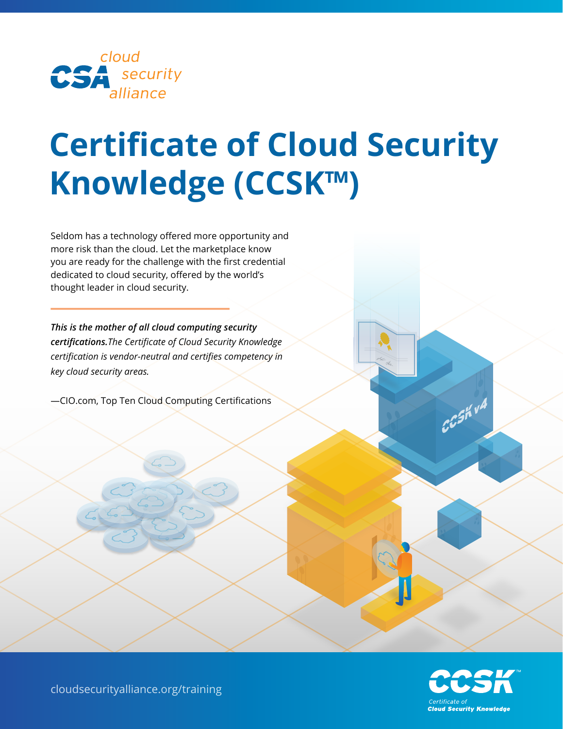cloud security alliance

# Certificate of Cloud Security Knowledge (CCSK™)

Seldom has a technology offered more opportunity and more risk than the cloud. Let the marketplace know you are ready for the challenge with the first credential dedicated to cloud security, offered by the world's thought leader in cloud security.

***This is the mother of all cloud computing security certifications.*** *The Certificate of Cloud Security Knowledge certification is vendor-neutral and certifies competency in key cloud security areas.*

—CIO.com, Top Ten Cloud Computing Certifications

cloudsecurityalliance.org/training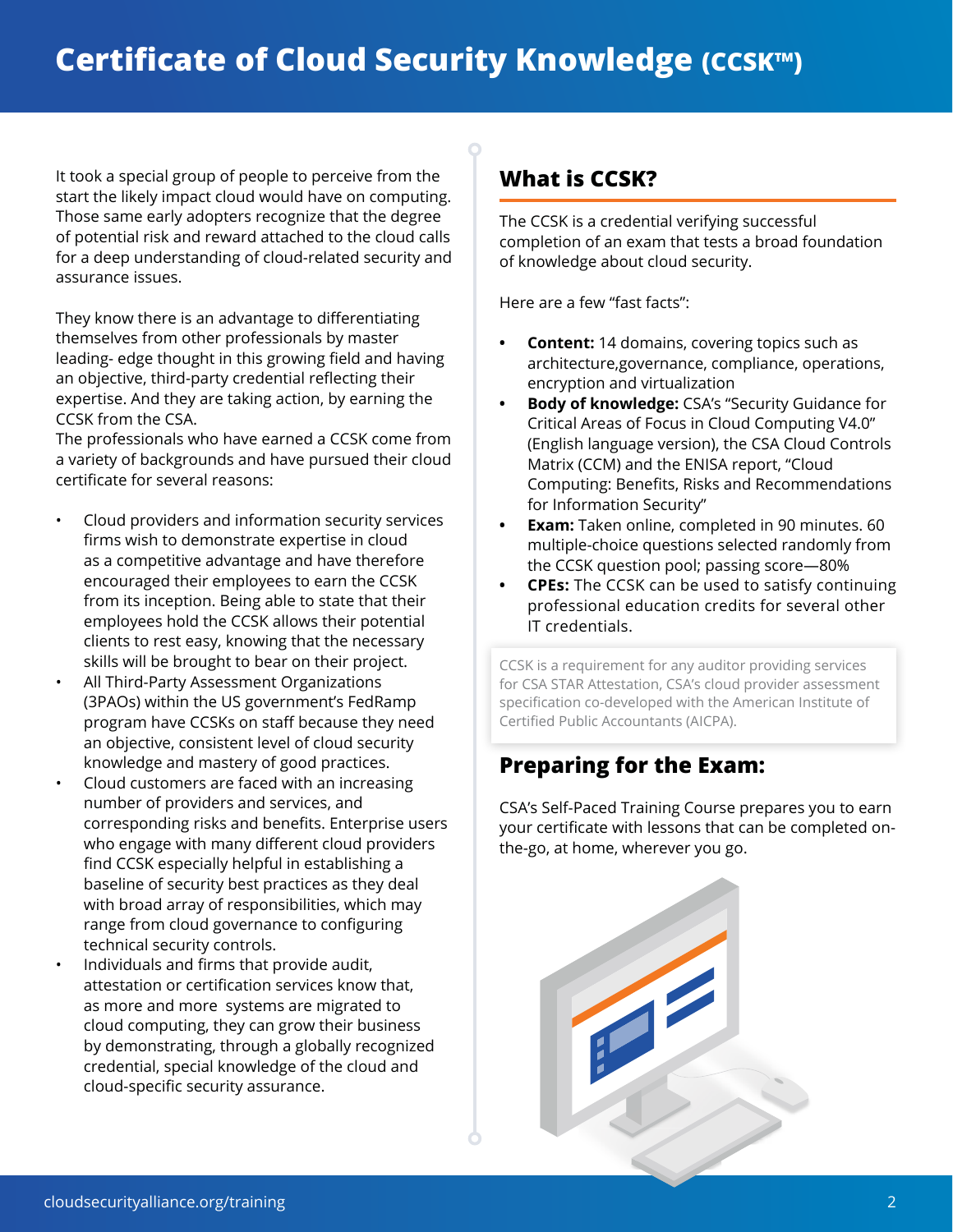# Certificate of Cloud Security Knowledge (CCSK™)

It took a special group of people to perceive from the start the likely impact cloud would have on computing. Those same early adopters recognize that the degree of potential risk and reward attached to the cloud calls for a deep understanding of cloud-related security and assurance issues.

They know there is an advantage to differentiating themselves from other professionals by master leading- edge thought in this growing field and having an objective, third-party credential reflecting their expertise. And they are taking action, by earning the CCSK from the CSA.
The professionals who have earned a CCSK come from a variety of backgrounds and have pursued their cloud certificate for several reasons:

- Cloud providers and information security services firms wish to demonstrate expertise in cloud as a competitive advantage and have therefore encouraged their employees to earn the CCSK from its inception. Being able to state that their employees hold the CCSK allows their potential clients to rest easy, knowing that the necessary skills will be brought to bear on their project.
- All Third-Party Assessment Organizations (3PAOs) within the US government's FedRamp program have CCSKs on staff because they need an objective, consistent level of cloud security knowledge and mastery of good practices.
- Cloud customers are faced with an increasing number of providers and services, and corresponding risks and benefits. Enterprise users who engage with many different cloud providers find CCSK especially helpful in establishing a baseline of security best practices as they deal with broad array of responsibilities, which may range from cloud governance to configuring technical security controls.
- Individuals and firms that provide audit, attestation or certification services know that, as more and more systems are migrated to cloud computing, they can grow their business by demonstrating, through a globally recognized credential, special knowledge of the cloud and cloud-specific security assurance.

## What is CCSK?

The CCSK is a credential verifying successful completion of an exam that tests a broad foundation of knowledge about cloud security.

Here are a few "fast facts":

- **Content:** 14 domains, covering topics such as architecture,governance, compliance, operations, encryption and virtualization
- **Body of knowledge:** CSA's "Security Guidance for Critical Areas of Focus in Cloud Computing V4.0" (English language version), the CSA Cloud Controls Matrix (CCM) and the ENISA report, "Cloud Computing: Benefits, Risks and Recommendations for Information Security"
- **Exam:** Taken online, completed in 90 minutes. 60 multiple-choice questions selected randomly from the CCSK question pool; passing score—80%
- **CPEs:** The CCSK can be used to satisfy continuing professional education credits for several other IT credentials.

CCSK is a requirement for any auditor providing services for CSA STAR Attestation, CSA's cloud provider assessment specification co-developed with the American Institute of Certified Public Accountants (AICPA).

## Preparing for the Exam:

CSA's Self-Paced Training Course prepares you to earn your certificate with lessons that can be completed on-the-go, at home, wherever you go.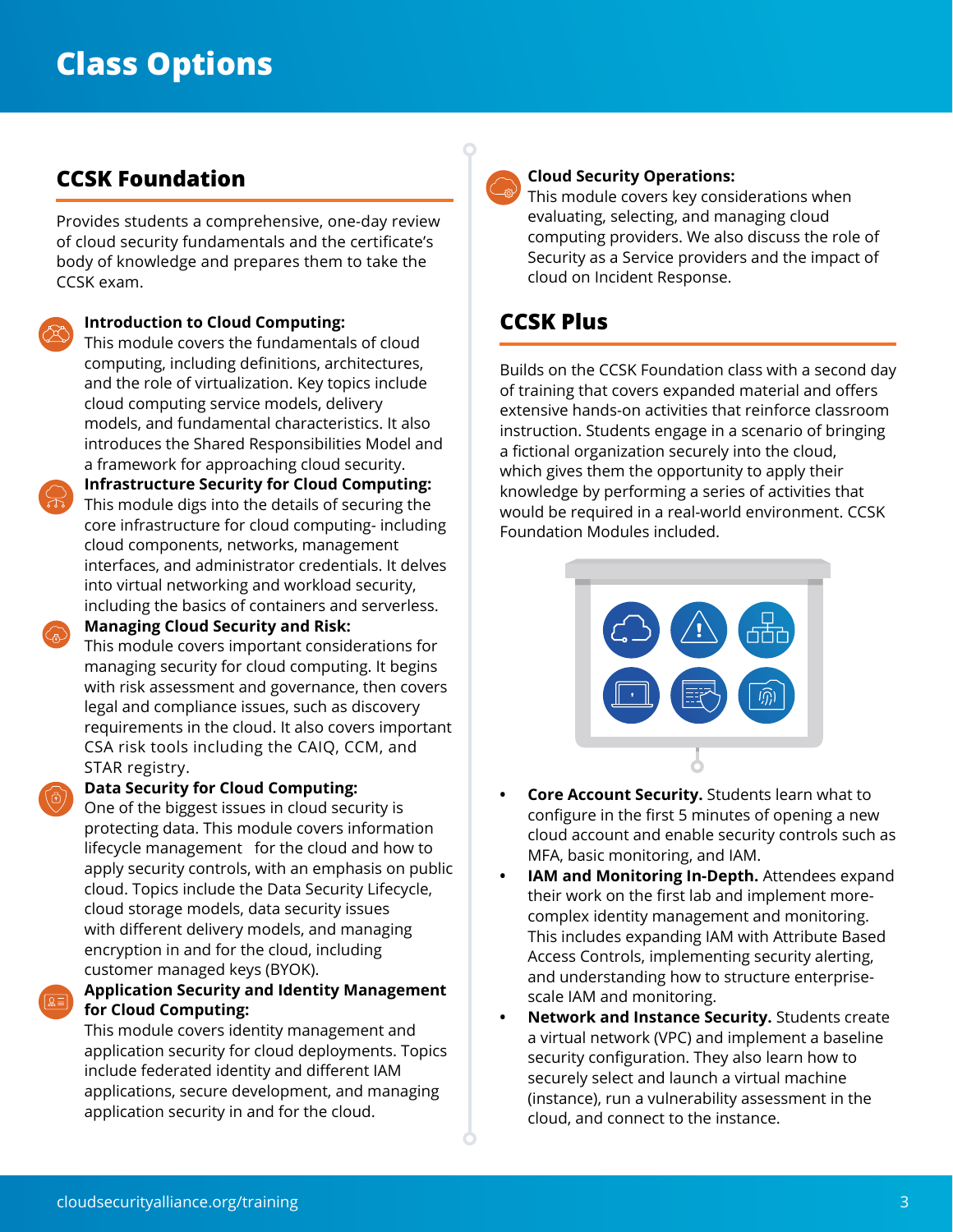# Class Options

## CCSK Foundation

Provides students a comprehensive, one-day review of cloud security fundamentals and the certificate's body of knowledge and prepares them to take the CCSK exam.

**Introduction to Cloud Computing:**
This module covers the fundamentals of cloud computing, including definitions, architectures, and the role of virtualization. Key topics include cloud computing service models, delivery models, and fundamental characteristics. It also introduces the Shared Responsibilities Model and a framework for approaching cloud security.

**Infrastructure Security for Cloud Computing:**
This module digs into the details of securing the core infrastructure for cloud computing- including cloud components, networks, management interfaces, and administrator credentials. It delves into virtual networking and workload security, including the basics of containers and serverless.

**Managing Cloud Security and Risk:**
This module covers important considerations for managing security for cloud computing. It begins with risk assessment and governance, then covers legal and compliance issues, such as discovery requirements in the cloud. It also covers important CSA risk tools including the CAIQ, CCM, and STAR registry.

**Data Security for Cloud Computing:**
One of the biggest issues in cloud security is protecting data. This module covers information lifecycle management for the cloud and how to apply security controls, with an emphasis on public cloud. Topics include the Data Security Lifecycle, cloud storage models, data security issues with different delivery models, and managing encryption in and for the cloud, including customer managed keys (BYOK).

**Application Security and Identity Management for Cloud Computing:**
This module covers identity management and application security for cloud deployments. Topics include federated identity and different IAM applications, secure development, and managing application security in and for the cloud.

**Cloud Security Operations:**
This module covers key considerations when evaluating, selecting, and managing cloud computing providers. We also discuss the role of Security as a Service providers and the impact of cloud on Incident Response.

## CCSK Plus

Builds on the CCSK Foundation class with a second day of training that covers expanded material and offers extensive hands-on activities that reinforce classroom instruction. Students engage in a scenario of bringing a fictional organization securely into the cloud, which gives them the opportunity to apply their knowledge by performing a series of activities that would be required in a real-world environment. CCSK Foundation Modules included.

- **Core Account Security.** Students learn what to configure in the first 5 minutes of opening a new cloud account and enable security controls such as MFA, basic monitoring, and IAM.
- **IAM and Monitoring In-Depth.** Attendees expand their work on the first lab and implement more-complex identity management and monitoring. This includes expanding IAM with Attribute Based Access Controls, implementing security alerting, and understanding how to structure enterprise-scale IAM and monitoring.
- **Network and Instance Security.** Students create a virtual network (VPC) and implement a baseline security configuration. They also learn how to securely select and launch a virtual machine (instance), run a vulnerability assessment in the cloud, and connect to the instance.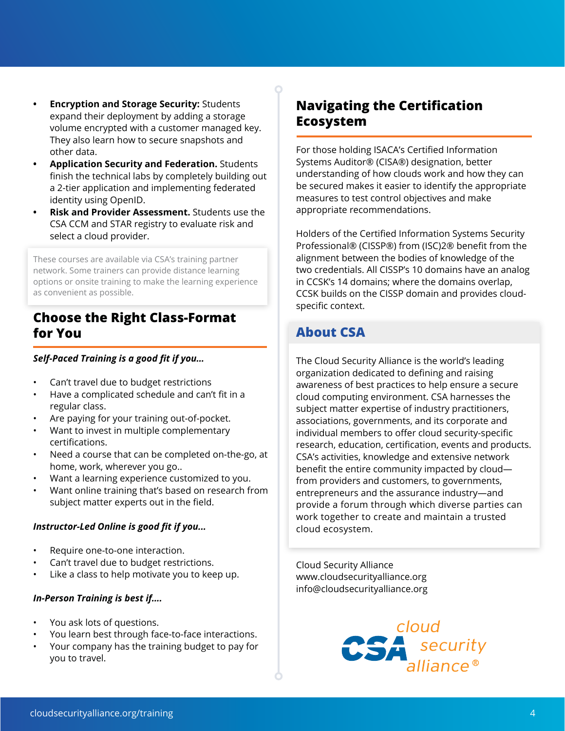- **Encryption and Storage Security:** Students expand their deployment by adding a storage volume encrypted with a customer managed key. They also learn how to secure snapshots and other data.
- **Application Security and Federation.** Students finish the technical labs by completely building out a 2-tier application and implementing federated identity using OpenID.
- **Risk and Provider Assessment.** Students use the CSA CCM and STAR registry to evaluate risk and select a cloud provider.

These courses are available via CSA's training partner network. Some trainers can provide distance learning options or onsite training to make the learning experience as convenient as possible.

## Choose the Right Class-Format for You

***Self-Paced Training is a good fit if you...***

- Can't travel due to budget restrictions
- Have a complicated schedule and can't fit in a regular class.
- Are paying for your training out-of-pocket.
- Want to invest in multiple complementary certifications.
- Need a course that can be completed on-the-go, at home, work, wherever you go..
- Want a learning experience customized to you.
- Want online training that's based on research from subject matter experts out in the field.

***Instructor-Led Online is good fit if you...***

- Require one-to-one interaction.
- Can't travel due to budget restrictions.
- Like a class to help motivate you to keep up.

***In-Person Training is best if....***

- You ask lots of questions.
- You learn best through face-to-face interactions.
- Your company has the training budget to pay for you to travel.

## Navigating the Certification Ecosystem

For those holding ISACA's Certified Information Systems Auditor® (CISA®) designation, better understanding of how clouds work and how they can be secured makes it easier to identify the appropriate measures to test control objectives and make appropriate recommendations.

Holders of the Certified Information Systems Security Professional® (CISSP®) from (ISC)2® benefit from the alignment between the bodies of knowledge of the two credentials. All CISSP's 10 domains have an analog in CCSK's 14 domains; where the domains overlap, CCSK builds on the CISSP domain and provides cloud-specific context.

## About CSA

The Cloud Security Alliance is the world's leading organization dedicated to defining and raising awareness of best practices to help ensure a secure cloud computing environment. CSA harnesses the subject matter expertise of industry practitioners, associations, governments, and its corporate and individual members to offer cloud security-specific research, education, certification, events and products. CSA's activities, knowledge and extensive network benefit the entire community impacted by cloud—from providers and customers, to governments, entrepreneurs and the assurance industry—and provide a forum through which diverse parties can work together to create and maintain a trusted cloud ecosystem.

Cloud Security Alliance
www.cloudsecurityalliance.org
info@cloudsecurityalliance.org

CSA cloud security alliance®

cloudsecurityalliance.org/training